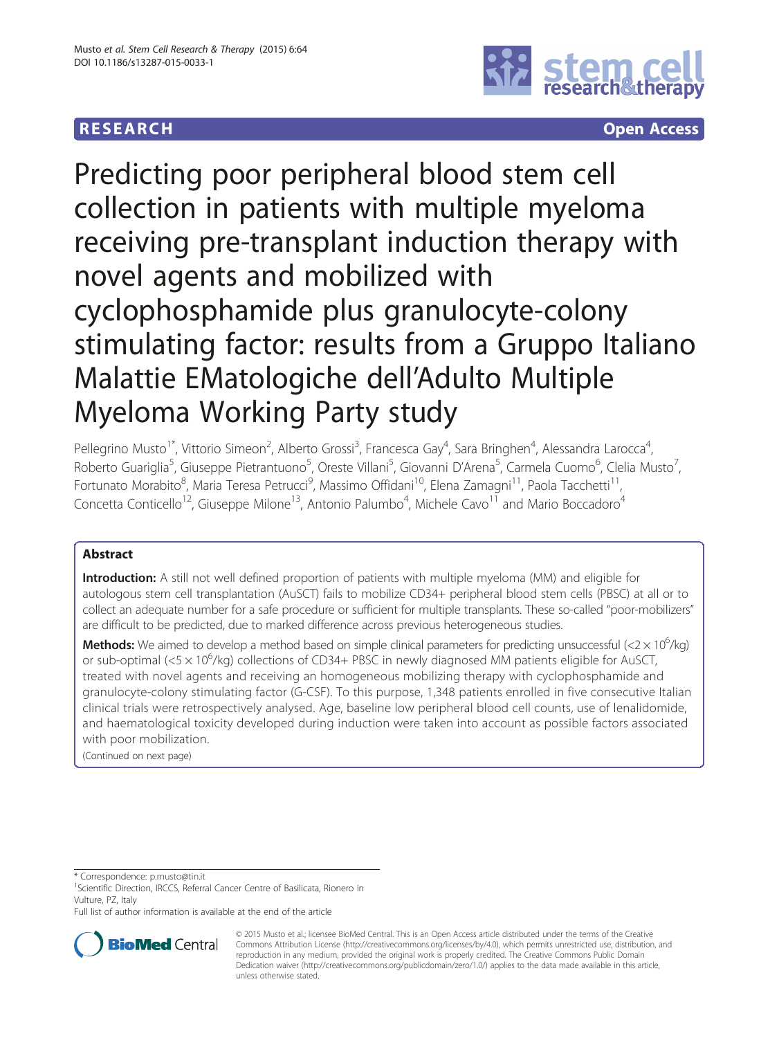RESEARCH Open Access

# Predicting poor peripheral blood stem cell collection in patients with multiple myeloma receiving pre-transplant induction therapy with novel agents and mobilized with cyclophosphamide plus granulocyte-colony stimulating factor: results from a Gruppo Italiano Malattie EMatologiche dell'Adulto Multiple Myeloma Working Party study

Pellegrino Musto[1*], Vittorio Simeon[2], Alberto Grossi[3], Francesca Gay[4], Sara Bringhen[4], Alessandra Larocca[4], Roberto Guariglia[5], Giuseppe Pietrantuono[5], Oreste Villani[5], Giovanni D'Arena[5], Carmela Cuomo[6], Clelia Musto[7], Fortunato Morabito[8], Maria Teresa Petrucci[9], Massimo Offidani[10], Elena Zamagni[11], Paola Tacchetti[11], Concetta Conticello[12], Giuseppe Milone[13], Antonio Palumbo[4], Michele Cavo[11] and Mario Boccadoro[4]

## Abstract

**Introduction:** A still not well defined proportion of patients with multiple myeloma (MM) and eligible for autologous stem cell transplantation (AuSCT) fails to mobilize CD34+ peripheral blood stem cells (PBSC) at all or to collect an adequate number for a safe procedure or sufficient for multiple transplants. These so-called "poor-mobilizers" are difficult to be predicted, due to marked difference across previous heterogeneous studies.

**Methods:** We aimed to develop a method based on simple clinical parameters for predicting unsuccessful ($<2 \times 10^6$/kg) or sub-optimal ($<5 \times 10^6$/kg) collections of CD34+ PBSC in newly diagnosed MM patients eligible for AuSCT, treated with novel agents and receiving an homogeneous mobilizing therapy with cyclophosphamide and granulocyte-colony stimulating factor (G-CSF). To this purpose, 1,348 patients enrolled in five consecutive Italian clinical trials were retrospectively analysed. Age, baseline low peripheral blood cell counts, use of lenalidomide, and haematological toxicity developed during induction were taken into account as possible factors associated with poor mobilization.

(Continued on next page)

* Correspondence: p.musto@tin.it
[1]Scientific Direction, IRCCS, Referral Cancer Centre of Basilicata, Rionero in Vulture, PZ, Italy
Full list of author information is available at the end of the article

© 2015 Musto et al.; licensee BioMed Central. This is an Open Access article distributed under the terms of the Creative Commons Attribution License (http://creativecommons.org/licenses/by/4.0), which permits unrestricted use, distribution, and reproduction in any medium, provided the original work is properly credited. The Creative Commons Public Domain Dedication waiver (http://creativecommons.org/publicdomain/zero/1.0/) applies to the data made available in this article, unless otherwise stated.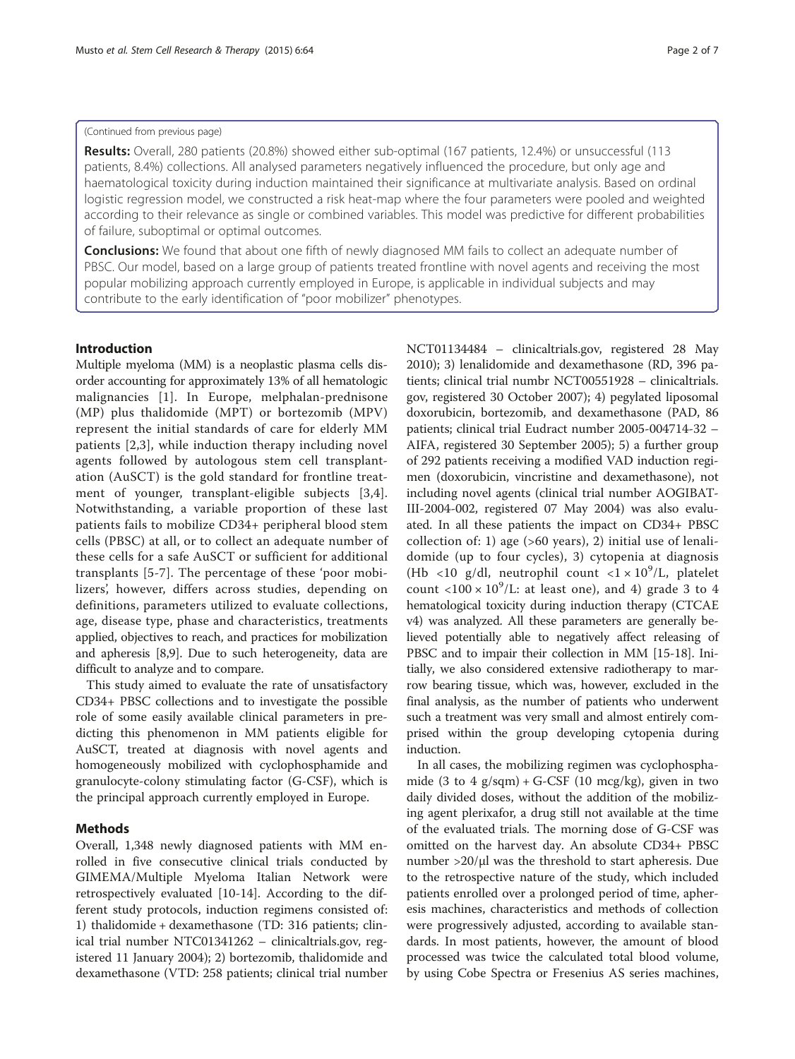(Continued from previous page)

**Results:** Overall, 280 patients (20.8%) showed either sub-optimal (167 patients, 12.4%) or unsuccessful (113 patients, 8.4%) collections. All analysed parameters negatively influenced the procedure, but only age and haematological toxicity during induction maintained their significance at multivariate analysis. Based on ordinal logistic regression model, we constructed a risk heat-map where the four parameters were pooled and weighted according to their relevance as single or combined variables. This model was predictive for different probabilities of failure, suboptimal or optimal outcomes.

**Conclusions:** We found that about one fifth of newly diagnosed MM fails to collect an adequate number of PBSC. Our model, based on a large group of patients treated frontline with novel agents and receiving the most popular mobilizing approach currently employed in Europe, is applicable in individual subjects and may contribute to the early identification of "poor mobilizer" phenotypes.

## Introduction

Multiple myeloma (MM) is a neoplastic plasma cells disorder accounting for approximately 13% of all hematologic malignancies [1]. In Europe, melphalan-prednisone (MP) plus thalidomide (MPT) or bortezomib (MPV) represent the initial standards of care for elderly MM patients [2,3], while induction therapy including novel agents followed by autologous stem cell transplantation (AuSCT) is the gold standard for frontline treatment of younger, transplant-eligible subjects [3,4]. Notwithstanding, a variable proportion of these last patients fails to mobilize CD34+ peripheral blood stem cells (PBSC) at all, or to collect an adequate number of these cells for a safe AuSCT or sufficient for additional transplants [5-7]. The percentage of these 'poor mobilizers', however, differs across studies, depending on definitions, parameters utilized to evaluate collections, age, disease type, phase and characteristics, treatments applied, objectives to reach, and practices for mobilization and apheresis [8,9]. Due to such heterogeneity, data are difficult to analyze and to compare.

This study aimed to evaluate the rate of unsatisfactory CD34+ PBSC collections and to investigate the possible role of some easily available clinical parameters in predicting this phenomenon in MM patients eligible for AuSCT, treated at diagnosis with novel agents and homogeneously mobilized with cyclophosphamide and granulocyte-colony stimulating factor (G-CSF), which is the principal approach currently employed in Europe.

## Methods

Overall, 1,348 newly diagnosed patients with MM enrolled in five consecutive clinical trials conducted by GIMEMA/Multiple Myeloma Italian Network were retrospectively evaluated [10-14]. According to the different study protocols, induction regimens consisted of: 1) thalidomide + dexamethasone (TD: 316 patients; clinical trial number NTC01341262 – clinicaltrials.gov, registered 11 January 2004); 2) bortezomib, thalidomide and dexamethasone (VTD: 258 patients; clinical trial number NCT01134484 – clinicaltrials.gov, registered 28 May 2010); 3) lenalidomide and dexamethasone (RD, 396 patients; clinical trial numbr NCT00551928 – clinicaltrials.gov, registered 30 October 2007); 4) pegylated liposomal doxorubicin, bortezomib, and dexamethasone (PAD, 86 patients; clinical trial Eudract number 2005-004714-32 – AIFA, registered 30 September 2005); 5) a further group of 292 patients receiving a modified VAD induction regimen (doxorubicin, vincristine and dexamethasone), not including novel agents (clinical trial number AOGIBAT-III-2004-002, registered 07 May 2004) was also evaluated. In all these patients the impact on CD34+ PBSC collection of: 1) age (>60 years), 2) initial use of lenalidomide (up to four cycles), 3) cytopenia at diagnosis (Hb <10 g/dl, neutrophil count $<1 \times 10^9$/L, platelet count $<100 \times 10^9$/L: at least one), and 4) grade 3 to 4 hematological toxicity during induction therapy (CTCAE v4) was analyzed. All these parameters are generally believed potentially able to negatively affect releasing of PBSC and to impair their collection in MM [15-18]. Initially, we also considered extensive radiotherapy to marrow bearing tissue, which was, however, excluded in the final analysis, as the number of patients who underwent such a treatment was very small and almost entirely comprised within the group developing cytopenia during induction.

In all cases, the mobilizing regimen was cyclophosphamide (3 to 4 g/sqm) + G-CSF (10 mcg/kg), given in two daily divided doses, without the addition of the mobilizing agent plerixafor, a drug still not available at the time of the evaluated trials. The morning dose of G-CSF was omitted on the harvest day. An absolute CD34+ PBSC number >20/μl was the threshold to start apheresis. Due to the retrospective nature of the study, which included patients enrolled over a prolonged period of time, apheresis machines, characteristics and methods of collection were progressively adjusted, according to available standards. In most patients, however, the amount of blood processed was twice the calculated total blood volume, by using Cobe Spectra or Fresenius AS series machines,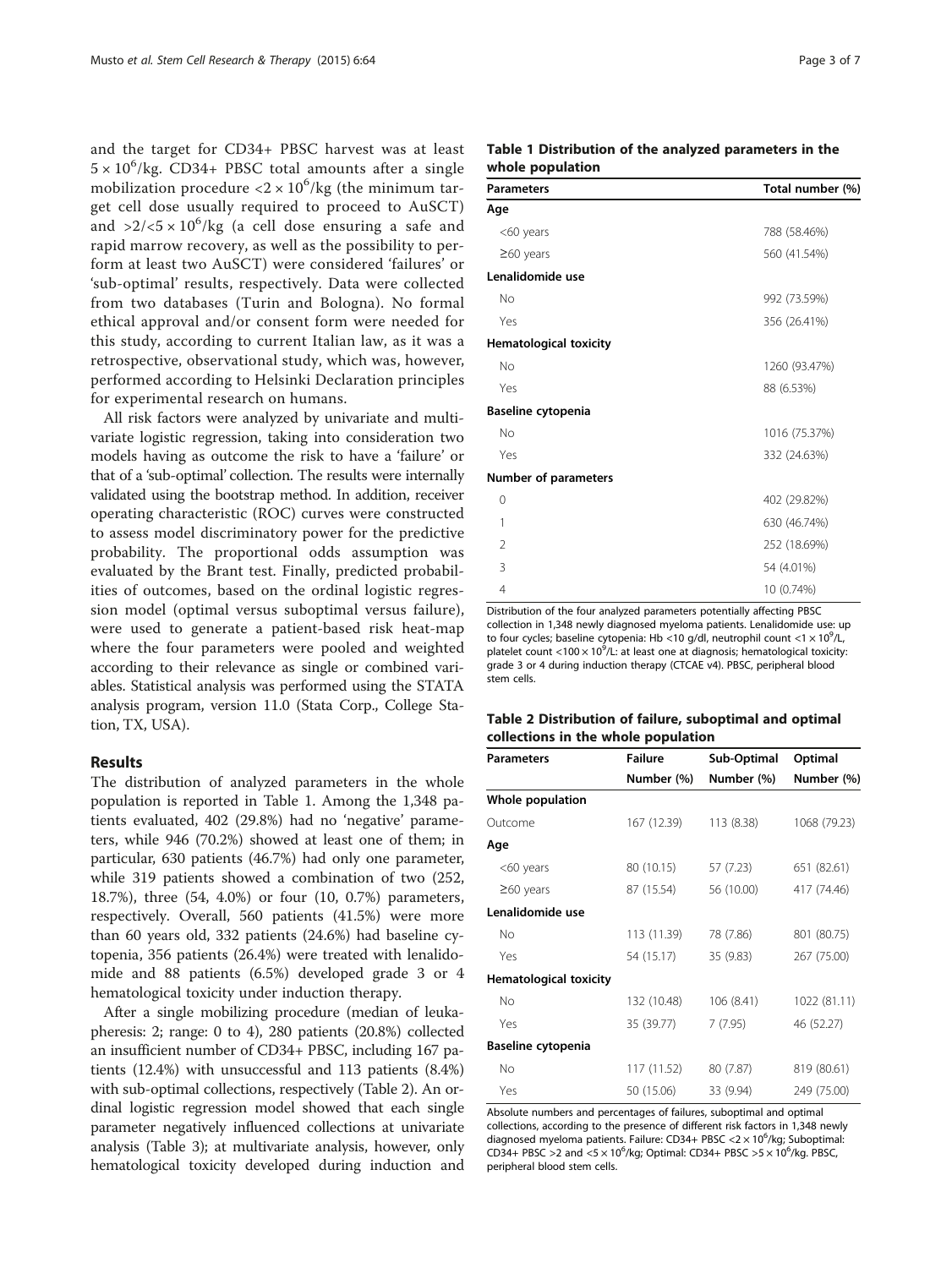and the target for CD34+ PBSC harvest was at least $5 \times 10^6$/kg. CD34+ PBSC total amounts after a single mobilization procedure $<2 \times 10^6$/kg (the minimum target cell dose usually required to proceed to AuSCT) and $>2/<5 \times 10^6$/kg (a cell dose ensuring a safe and rapid marrow recovery, as well as the possibility to perform at least two AuSCT) were considered 'failures' or 'sub-optimal' results, respectively. Data were collected from two databases (Turin and Bologna). No formal ethical approval and/or consent form were needed for this study, according to current Italian law, as it was a retrospective, observational study, which was, however, performed according to Helsinki Declaration principles for experimental research on humans.

All risk factors were analyzed by univariate and multivariate logistic regression, taking into consideration two models having as outcome the risk to have a 'failure' or that of a 'sub-optimal' collection. The results were internally validated using the bootstrap method. In addition, receiver operating characteristic (ROC) curves were constructed to assess model discriminatory power for the predictive probability. The proportional odds assumption was evaluated by the Brant test. Finally, predicted probabilities of outcomes, based on the ordinal logistic regression model (optimal versus suboptimal versus failure), were used to generate a patient-based risk heat-map where the four parameters were pooled and weighted according to their relevance as single or combined variables. Statistical analysis was performed using the STATA analysis program, version 11.0 (Stata Corp., College Station, TX, USA).

## Results

The distribution of analyzed parameters in the whole population is reported in Table 1. Among the 1,348 patients evaluated, 402 (29.8%) had no 'negative' parameters, while 946 (70.2%) showed at least one of them; in particular, 630 patients (46.7%) had only one parameter, while 319 patients showed a combination of two (252, 18.7%), three (54, 4.0%) or four (10, 0.7%) parameters, respectively. Overall, 560 patients (41.5%) were more than 60 years old, 332 patients (24.6%) had baseline cytopenia, 356 patients (26.4%) were treated with lenalidomide and 88 patients (6.5%) developed grade 3 or 4 hematological toxicity under induction therapy.

After a single mobilizing procedure (median of leukapheresis: 2; range: 0 to 4), 280 patients (20.8%) collected an insufficient number of CD34+ PBSC, including 167 patients (12.4%) with unsuccessful and 113 patients (8.4%) with sub-optimal collections, respectively (Table 2). An ordinal logistic regression model showed that each single parameter negatively influenced collections at univariate analysis (Table 3); at multivariate analysis, however, only hematological toxicity developed during induction and

**Table 1 Distribution of the analyzed parameters in the whole population**

| Parameters | Total number (%) |
|---|---|
| **Age** | |
| <60 years | 788 (58.46%) |
| ≥60 years | 560 (41.54%) |
| **Lenalidomide use** | |
| No | 992 (73.59%) |
| Yes | 356 (26.41%) |
| **Hematological toxicity** | |
| No | 1260 (93.47%) |
| Yes | 88 (6.53%) |
| **Baseline cytopenia** | |
| No | 1016 (75.37%) |
| Yes | 332 (24.63%) |
| **Number of parameters** | |
| 0 | 402 (29.82%) |
| 1 | 630 (46.74%) |
| 2 | 252 (18.69%) |
| 3 | 54 (4.01%) |
| 4 | 10 (0.74%) |

Distribution of the four analyzed parameters potentially affecting PBSC collection in 1,348 newly diagnosed myeloma patients. Lenalidomide use: up to four cycles; baseline cytopenia: Hb <10 g/dl, neutrophil count $<1 \times 10^9$/L, platelet count $<100 \times 10^9$/L: at least one at diagnosis; hematological toxicity: grade 3 or 4 during induction therapy (CTCAE v4). PBSC, peripheral blood stem cells.

**Table 2 Distribution of failure, suboptimal and optimal collections in the whole population**

| Parameters | Failure | Sub-Optimal | Optimal |
|---|---|---|---|
| | Number (%) | Number (%) | Number (%) |
| **Whole population** | | | |
| Outcome | 167 (12.39) | 113 (8.38) | 1068 (79.23) |
| **Age** | | | |
| <60 years | 80 (10.15) | 57 (7.23) | 651 (82.61) |
| ≥60 years | 87 (15.54) | 56 (10.00) | 417 (74.46) |
| **Lenalidomide use** | | | |
| No | 113 (11.39) | 78 (7.86) | 801 (80.75) |
| Yes | 54 (15.17) | 35 (9.83) | 267 (75.00) |
| **Hematological toxicity** | | | |
| No | 132 (10.48) | 106 (8.41) | 1022 (81.11) |
| Yes | 35 (39.77) | 7 (7.95) | 46 (52.27) |
| **Baseline cytopenia** | | | |
| No | 117 (11.52) | 80 (7.87) | 819 (80.61) |
| Yes | 50 (15.06) | 33 (9.94) | 249 (75.00) |

Absolute numbers and percentages of failures, suboptimal and optimal collections, according to the presence of different risk factors in 1,348 newly diagnosed myeloma patients. Failure: CD34+ PBSC $<2 \times 10^6$/kg; Suboptimal: CD34+ PBSC >2 and $<5 \times 10^6$/kg; Optimal: CD34+ PBSC $>5 \times 10^6$/kg. PBSC, peripheral blood stem cells.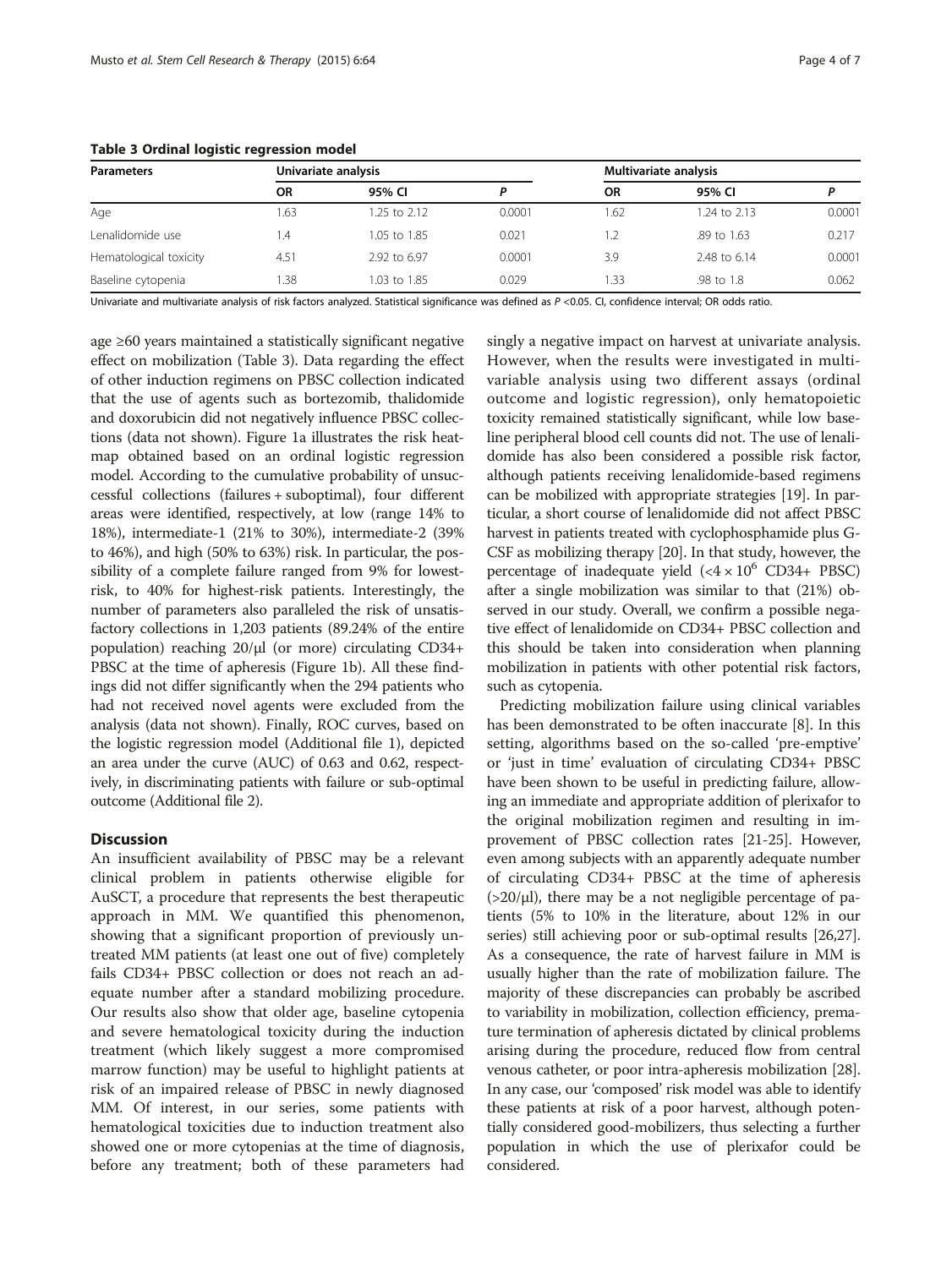**Table 3 Ordinal logistic regression model**

| Parameters | Univariate analysis | | | Multivariate analysis | | |
|---|---|---|---|---|---|---|
| | OR | 95% CI | P | OR | 95% CI | P |
| Age | 1.63 | 1.25 to 2.12 | 0.0001 | 1.62 | 1.24 to 2.13 | 0.0001 |
| Lenalidomide use | 1.4 | 1.05 to 1.85 | 0.021 | 1.2 | .89 to 1.63 | 0.217 |
| Hematological toxicity | 4.51 | 2.92 to 6.97 | 0.0001 | 3.9 | 2.48 to 6.14 | 0.0001 |
| Baseline cytopenia | 1.38 | 1.03 to 1.85 | 0.029 | 1.33 | .98 to 1.8 | 0.062 |

Univariate and multivariate analysis of risk factors analyzed. Statistical significance was defined as $P < 0.05$. CI, confidence interval; OR odds ratio.

age ≥60 years maintained a statistically significant negative effect on mobilization (Table 3). Data regarding the effect of other induction regimens on PBSC collection indicated that the use of agents such as bortezomib, thalidomide and doxorubicin did not negatively influence PBSC collections (data not shown). Figure 1a illustrates the risk heatmap obtained based on an ordinal logistic regression model. According to the cumulative probability of unsuccessful collections (failures + suboptimal), four different areas were identified, respectively, at low (range 14% to 18%), intermediate-1 (21% to 30%), intermediate-2 (39% to 46%), and high (50% to 63%) risk. In particular, the possibility of a complete failure ranged from 9% for lowest-risk, to 40% for highest-risk patients. Interestingly, the number of parameters also paralleled the risk of unsatisfactory collections in 1,203 patients (89.24% of the entire population) reaching 20/μl (or more) circulating CD34+ PBSC at the time of apheresis (Figure 1b). All these findings did not differ significantly when the 294 patients who had not received novel agents were excluded from the analysis (data not shown). Finally, ROC curves, based on the logistic regression model (Additional file 1), depicted an area under the curve (AUC) of 0.63 and 0.62, respectively, in discriminating patients with failure or sub-optimal outcome (Additional file 2).

## Discussion

An insufficient availability of PBSC may be a relevant clinical problem in patients otherwise eligible for AuSCT, a procedure that represents the best therapeutic approach in MM. We quantified this phenomenon, showing that a significant proportion of previously untreated MM patients (at least one out of five) completely fails CD34+ PBSC collection or does not reach an adequate number after a standard mobilizing procedure. Our results also show that older age, baseline cytopenia and severe hematological toxicity during the induction treatment (which likely suggest a more compromised marrow function) may be useful to highlight patients at risk of an impaired release of PBSC in newly diagnosed MM. Of interest, in our series, some patients with hematological toxicities due to induction treatment also showed one or more cytopenias at the time of diagnosis, before any treatment; both of these parameters had singly a negative impact on harvest at univariate analysis. However, when the results were investigated in multivariable analysis using two different assays (ordinal outcome and logistic regression), only hematopoietic toxicity remained statistically significant, while low baseline peripheral blood cell counts did not. The use of lenalidomide has also been considered a possible risk factor, although patients receiving lenalidomide-based regimens can be mobilized with appropriate strategies [19]. In particular, a short course of lenalidomide did not affect PBSC harvest in patients treated with cyclophosphamide plus G-CSF as mobilizing therapy [20]. In that study, however, the percentage of inadequate yield ($<4 \times 10^6$ CD34+ PBSC) after a single mobilization was similar to that (21%) observed in our study. Overall, we confirm a possible negative effect of lenalidomide on CD34+ PBSC collection and this should be taken into consideration when planning mobilization in patients with other potential risk factors, such as cytopenia.

Predicting mobilization failure using clinical variables has been demonstrated to be often inaccurate [8]. In this setting, algorithms based on the so-called 'pre-emptive' or 'just in time' evaluation of circulating CD34+ PBSC have been shown to be useful in predicting failure, allowing an immediate and appropriate addition of plerixafor to the original mobilization regimen and resulting in improvement of PBSC collection rates [21-25]. However, even among subjects with an apparently adequate number of circulating CD34+ PBSC at the time of apheresis (>20/μl), there may be a not negligible percentage of patients (5% to 10% in the literature, about 12% in our series) still achieving poor or sub-optimal results [26,27]. As a consequence, the rate of harvest failure in MM is usually higher than the rate of mobilization failure. The majority of these discrepancies can probably be ascribed to variability in mobilization, collection efficiency, premature termination of apheresis dictated by clinical problems arising during the procedure, reduced flow from central venous catheter, or poor intra-apheresis mobilization [28]. In any case, our 'composed' risk model was able to identify these patients at risk of a poor harvest, although potentially considered good-mobilizers, thus selecting a further population in which the use of plerixafor could be considered.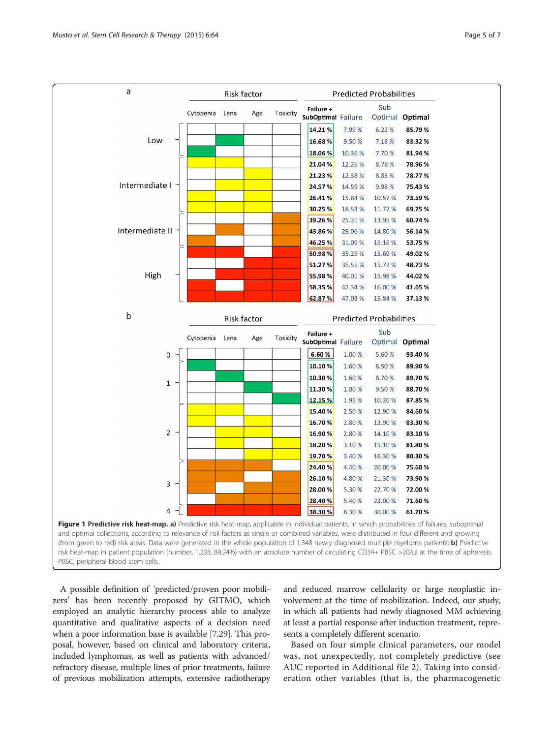a

| Risk group | Failure + SubOptimal | Failure | Sub Optimal | Optimal |
|---|---|---|---|---|
| Low | 14.21 % | 7.99 % | 6.22 % | 85.79 % |
| | 16.68 % | 9.50 % | 7.18 % | 83.32 % |
| | 18.06 % | 10.36 % | 7.70 % | 81.94 % |
| Intermediate I | 21.04 % | 12.26 % | 8.78 % | 78.96 % |
| | 21.23 % | 12.38 % | 8.85 % | 78.77 % |
| | 24.57 % | 14.59 % | 9.98 % | 75.43 % |
| | 26.41 % | 15.84 % | 10.57 % | 73.59 % |
| | 30.25 % | 18.53 % | 11.72 % | 69.75 % |
| Intermediate II | 39.26 % | 25.31 % | 13.95 % | 60.74 % |
| | 43.86 % | 29.06 % | 14.80 % | 56.14 % |
| | 46.25 % | 31.09 % | 15.16 % | 53.75 % |
| High | 50.98 % | 35.29 % | 15.69 % | 49.02 % |
| | 51.27 % | 35.55 % | 15.72 % | 48.73 % |
| | 55.98 % | 40.01 % | 15.98 % | 44.02 % |
| | 58.35 % | 42.34 % | 16.00 % | 41.65 % |
| | 62.87 % | 47.03 % | 15.84 % | 37.13 % |

Risk factor: Cytopenia, Lena, Age, Toxicity

b

| Number of risk factors | Failure + SubOptimal | Failure | Sub Optimal | Optimal |
|---|---|---|---|---|
| 0 | 6.60 % | 1.00 % | 5.60 % | 93.40 % |
| 1 | 10.10 % | 1.60 % | 8.50 % | 89.90 % |
| | 10.30 % | 1.60 % | 8.70 % | 89.70 % |
| | 11.30 % | 1.80 % | 9.50 % | 88.70 % |
| | 12.15 % | 1.95 % | 10.20 % | 87.85 % |
| 2 | 15.40 % | 2.50 % | 12.90 % | 84.60 % |
| | 16.70 % | 2.80 % | 13.90 % | 83.30 % |
| | 16.90 % | 2.80 % | 14.10 % | 83.10 % |
| | 18.20 % | 3.10 % | 15.10 % | 81.80 % |
| | 19.70 % | 3.40 % | 16.30 % | 80.30 % |
| 3 | 24.40 % | 4.40 % | 20.00 % | 75.60 % |
| | 26.10 % | 4.80 % | 21.30 % | 73.90 % |
| | 28.00 % | 5.30 % | 22.70 % | 72.00 % |
| | 28.40 % | 5.40 % | 23.00 % | 71.60 % |
| 4 | 38.30 % | 8.30 % | 30.00 % | 61.70 % |

Risk factor: Cytopenia, Lena, Age, Toxicity

**Figure 1 Predictive risk heat-map. a)** Predictive risk heat-map, applicable in individual patients, in which probabilities of failures, suboptimal and optimal collections, according to relevance of risk factors as single or combined variables, were distributed in four different and growing (from green to red) risk areas. Data were generated in the whole population of 1,348 newly diagnosed multiple myeloma patients; **b)** Predictive risk heat-map in patient population (number, 1,203, 89.24%) with an absolute number of circulating CD34+ PBSC >20/μl at the time of apheresis. PBSC, peripheral blood stem cells.

A possible definition of 'predicted/proven poor mobilizers' has been recently proposed by GITMO, which employed an analytic hierarchy process able to analyze quantitative and qualitative aspects of a decision need when a poor information base is available [7,29]. This proposal, however, based on clinical and laboratory criteria, included lymphomas, as well as patients with advanced/refractory disease, multiple lines of prior treatments, failure of previous mobilization attempts, extensive radiotherapy and reduced marrow cellularity or large neoplastic involvement at the time of mobilization. Indeed, our study, in which all patients had newly diagnosed MM achieving at least a partial response after induction treatment, represents a completely different scenario.

Based on four simple clinical parameters, our model was, not unexpectedly, not completely predictive (see AUC reported in Additional file 2). Taking into consideration other variables (that is, the pharmacogenetic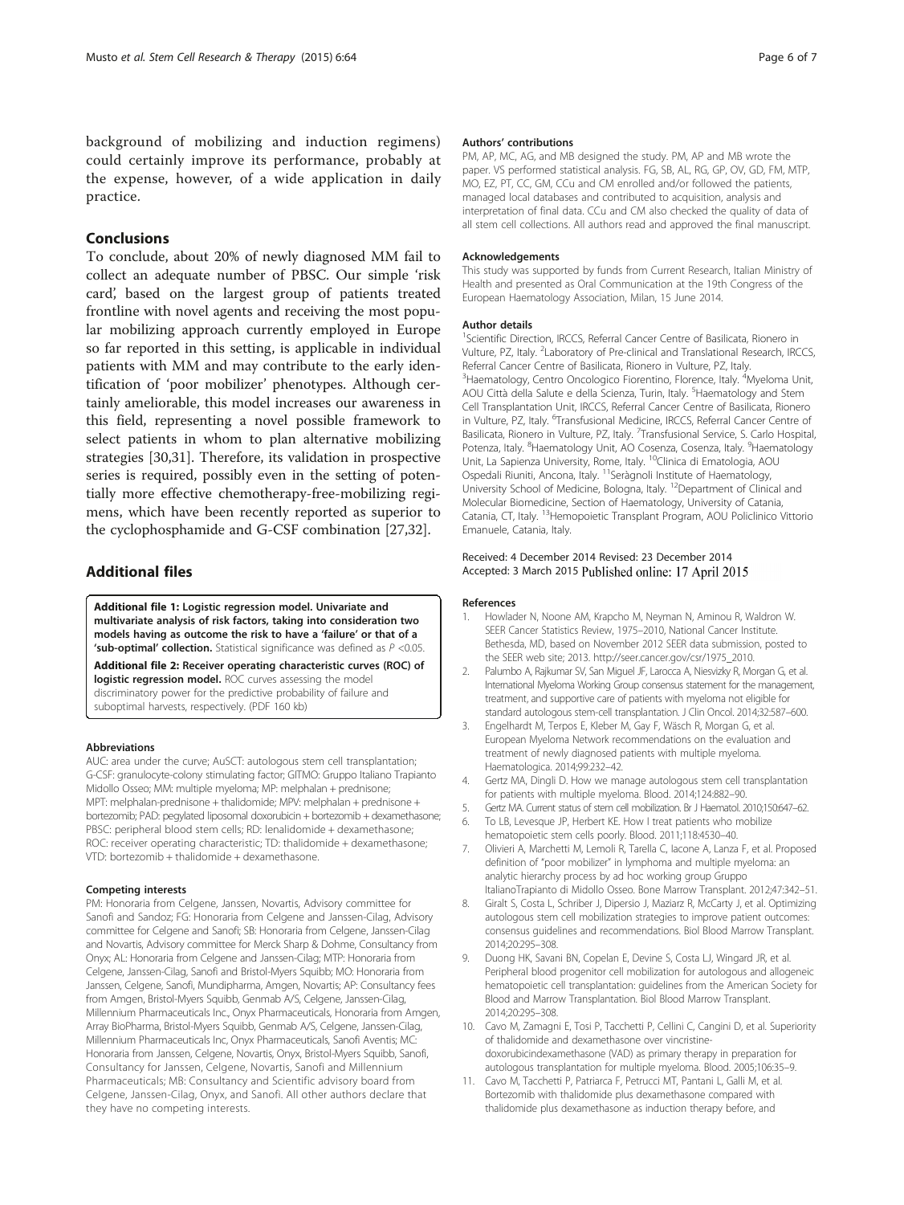background of mobilizing and induction regimens) could certainly improve its performance, probably at the expense, however, of a wide application in daily practice.

## Conclusions

To conclude, about 20% of newly diagnosed MM fail to collect an adequate number of PBSC. Our simple 'risk card', based on the largest group of patients treated frontline with novel agents and receiving the most popular mobilizing approach currently employed in Europe so far reported in this setting, is applicable in individual patients with MM and may contribute to the early identification of 'poor mobilizer' phenotypes. Although certainly ameliorable, this model increases our awareness in this field, representing a novel possible framework to select patients in whom to plan alternative mobilizing strategies [30,31]. Therefore, its validation in prospective series is required, possibly even in the setting of potentially more effective chemotherapy-free-mobilizing regimens, which have been recently reported as superior to the cyclophosphamide and G-CSF combination [27,32].

## Additional files

**Additional file 1: Logistic regression model. Univariate and multivariate analysis of risk factors, taking into consideration two models having as outcome the risk to have a 'failure' or that of a 'sub-optimal' collection.** Statistical significance was defined as $P < 0.05$.

**Additional file 2: Receiver operating characteristic curves (ROC) of logistic regression model.** ROC curves assessing the model discriminatory power for the predictive probability of failure and suboptimal harvests, respectively. (PDF 160 kb)

#### Abbreviations

AUC: area under the curve; AuSCT: autologous stem cell transplantation; G-CSF: granulocyte-colony stimulating factor; GITMO: Gruppo Italiano Trapianto Midollo Osseo; MM: multiple myeloma; MP: melphalan + prednisone; MPT: melphalan-prednisone + thalidomide; MPV: melphalan + prednisone + bortezomib; PAD: pegylated liposomal doxorubicin + bortezomib + dexamethasone; PBSC: peripheral blood stem cells; RD: lenalidomide + dexamethasone; ROC: receiver operating characteristic; TD: thalidomide + dexamethasone; VTD: bortezomib + thalidomide + dexamethasone.

#### Competing interests

PM: Honoraria from Celgene, Janssen, Novartis, Advisory committee for Sanofi and Sandoz; FG: Honoraria from Celgene and Janssen-Cilag, Advisory committee for Celgene and Sanofi; SB: Honoraria from Celgene, Janssen-Cilag and Novartis, Advisory committee for Merck Sharp & Dohme, Consultancy from Onyx; AL: Honoraria from Celgene and Janssen-Cilag; MTP: Honoraria from Celgene, Janssen-Cilag, Sanofi and Bristol-Myers Squibb; MO: Honoraria from Janssen, Celgene, Sanofi, Mundipharma, Amgen, Novartis; AP: Consultancy fees from Amgen, Bristol-Myers Squibb, Genmab A/S, Celgene, Janssen-Cilag, Millennium Pharmaceuticals Inc., Onyx Pharmaceuticals, Honoraria from Amgen, Array BioPharma, Bristol-Myers Squibb, Genmab A/S, Celgene, Janssen-Cilag, Millennium Pharmaceuticals Inc, Onyx Pharmaceuticals, Sanofi Aventis; MC: Honoraria from Janssen, Celgene, Novartis, Onyx, Bristol-Myers Squibb, Sanofi, Consultancy for Janssen, Celgene, Novartis, Sanofi and Millennium Pharmaceuticals; MB: Consultancy and Scientific advisory board from Celgene, Janssen-Cilag, Onyx, and Sanofi. All other authors declare that they have no competing interests.

#### Authors' contributions

PM, AP, MC, AG, and MB designed the study. PM, AP and MB wrote the paper. VS performed statistical analysis. FG, SB, AL, RG, GP, OV, GD, FM, MTP, MO, EZ, PT, CC, GM, CCu and CM enrolled and/or followed the patients, managed local databases and contributed to acquisition, analysis and interpretation of final data. CCu and CM also checked the quality of data of all stem cell collections. All authors read and approved the final manuscript.

#### Acknowledgements

This study was supported by funds from Current Research, Italian Ministry of Health and presented as Oral Communication at the 19th Congress of the European Haematology Association, Milan, 15 June 2014.

#### Author details

[1]Scientific Direction, IRCCS, Referral Cancer Centre of Basilicata, Rionero in Vulture, PZ, Italy. [2]Laboratory of Pre-clinical and Translational Research, IRCCS, Referral Cancer Centre of Basilicata, Rionero in Vulture, PZ, Italy. [3]Haematology, Centro Oncologico Fiorentino, Florence, Italy. [4]Myeloma Unit, AOU Città della Salute e della Scienza, Turin, Italy. [5]Haematology and Stem Cell Transplantation Unit, IRCCS, Referral Cancer Centre of Basilicata, Rionero in Vulture, PZ, Italy. [6]Transfusional Medicine, IRCCS, Referral Cancer Centre of Basilicata, Rionero in Vulture, PZ, Italy. [7]Transfusional Service, S. Carlo Hospital, Potenza, Italy. [8]Haematology Unit, AO Cosenza, Cosenza, Italy. [9]Haematology Unit, La Sapienza University, Rome, Italy. [10]Clinica di Ematologia, AOU Ospedali Riuniti, Ancona, Italy. [11]Seràgnoli Institute of Haematology, University School of Medicine, Bologna, Italy. [12]Department of Clinical and Molecular Biomedicine, Section of Haematology, University of Catania, Catania, CT, Italy. [13]Hemopoietic Transplant Program, AOU Policlinico Vittorio Emanuele, Catania, Italy.

Received: 4 December 2014 Revised: 23 December 2014
Accepted: 3 March 2015 Published online: 17 April 2015

#### References

1. Howlader N, Noone AM, Krapcho M, Neyman N, Aminou R, Waldron W. SEER Cancer Statistics Review, 1975–2010, National Cancer Institute. Bethesda, MD, based on November 2012 SEER data submission, posted to the SEER web site; 2013. http://seer.cancer.gov/csr/1975_2010.
2. Palumbo A, Rajkumar SV, San Miguel JF, Larocca A, Niesvizky R, Morgan G, et al. International Myeloma Working Group consensus statement for the management, treatment, and supportive care of patients with myeloma not eligible for standard autologous stem-cell transplantation. J Clin Oncol. 2014;32:587–600.
3. Engelhardt M, Terpos E, Kleber M, Gay F, Wäsch R, Morgan G, et al. European Myeloma Network recommendations on the evaluation and treatment of newly diagnosed patients with multiple myeloma. Haematologica. 2014;99:232–42.
4. Gertz MA, Dingli D. How we manage autologous stem cell transplantation for patients with multiple myeloma. Blood. 2014;124:882–90.
5. Gertz MA. Current status of stem cell mobilization. Br J Haematol. 2010;150:647–62.
6. To LB, Levesque JP, Herbert KE. How I treat patients who mobilize hematopoietic stem cells poorly. Blood. 2011;118:4530–40.
7. Olivieri A, Marchetti M, Lemoli R, Tarella C, Iacone A, Lanza F, et al. Proposed definition of "poor mobilizer" in lymphoma and multiple myeloma: an analytic hierarchy process by ad hoc working group Gruppo ItalianoTrapianto di Midollo Osseo. Bone Marrow Transplant. 2012;47:342–51.
8. Giralt S, Costa L, Schriber J, Dipersio J, Maziarz R, McCarty J, et al. Optimizing autologous stem cell mobilization strategies to improve patient outcomes: consensus guidelines and recommendations. Biol Blood Marrow Transplant. 2014;20:295–308.
9. Duong HK, Savani BN, Copelan E, Devine S, Costa LJ, Wingard JR, et al. Peripheral blood progenitor cell mobilization for autologous and allogeneic hematopoietic cell transplantation: guidelines from the American Society for Blood and Marrow Transplantation. Biol Blood Marrow Transplant. 2014;20:295–308.
10. Cavo M, Zamagni E, Tosi P, Tacchetti P, Cellini C, Cangini D, et al. Superiority of thalidomide and dexamethasone over vincristine-doxorubicindexamethasone (VAD) as primary therapy in preparation for autologous transplantation for multiple myeloma. Blood. 2005;106:35–9.
11. Cavo M, Tacchetti P, Patriarca F, Petrucci MT, Pantani L, Galli M, et al. Bortezomib with thalidomide plus dexamethasone compared with thalidomide plus dexamethasone as induction therapy before, and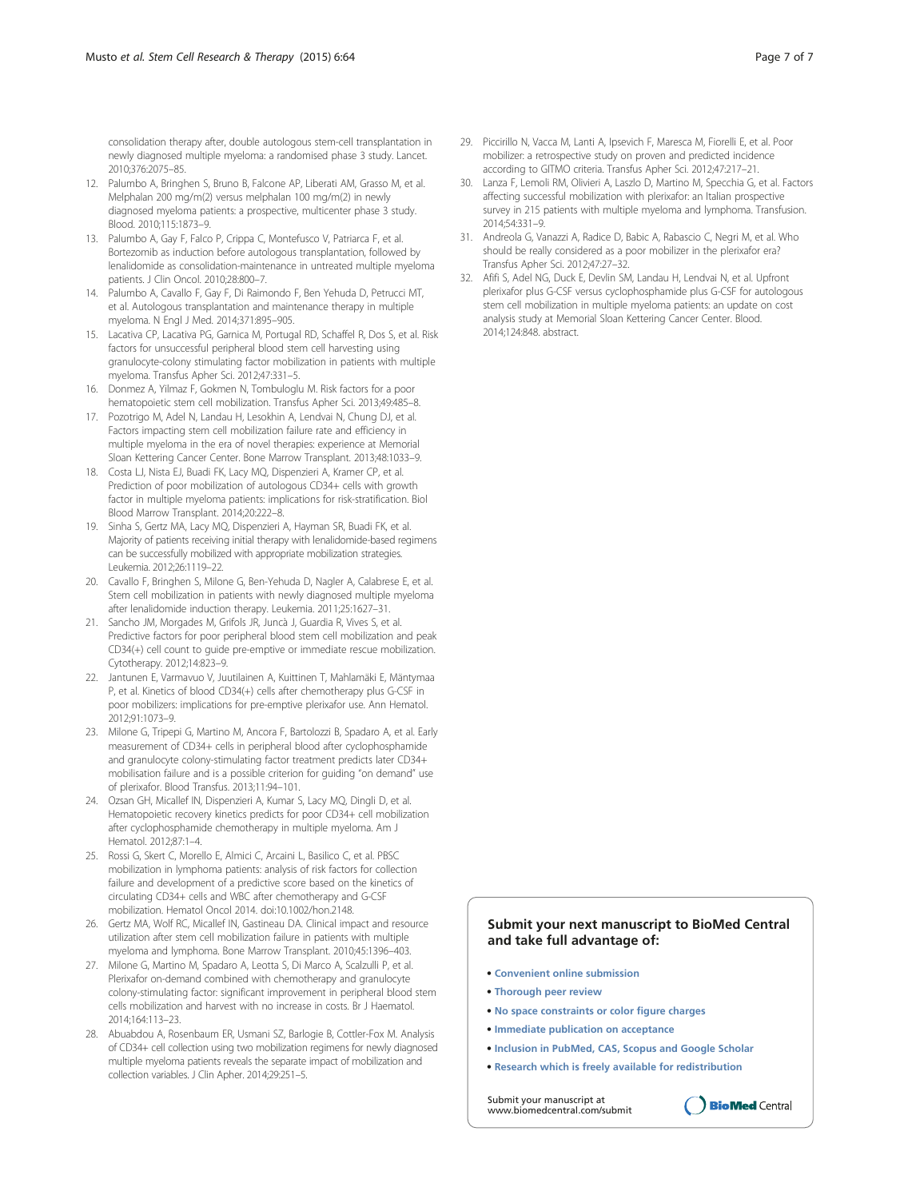consolidation therapy after, double autologous stem-cell transplantation in newly diagnosed multiple myeloma: a randomised phase 3 study. Lancet. 2010;376:2075–85.

12. Palumbo A, Bringhen S, Bruno B, Falcone AP, Liberati AM, Grasso M, et al. Melphalan 200 mg/m(2) versus melphalan 100 mg/m(2) in newly diagnosed myeloma patients: a prospective, multicenter phase 3 study. Blood. 2010;115:1873–9.
13. Palumbo A, Gay F, Falco P, Crippa C, Montefusco V, Patriarca F, et al. Bortezomib as induction before autologous transplantation, followed by lenalidomide as consolidation-maintenance in untreated multiple myeloma patients. J Clin Oncol. 2010;28:800–7.
14. Palumbo A, Cavallo F, Gay F, Di Raimondo F, Ben Yehuda D, Petrucci MT, et al. Autologous transplantation and maintenance therapy in multiple myeloma. N Engl J Med. 2014;371:895–905.
15. Lacativa CP, Lacativa PG, Garnica M, Portugal RD, Schaffel R, Dos S, et al. Risk factors for unsuccessful peripheral blood stem cell harvesting using granulocyte-colony stimulating factor mobilization in patients with multiple myeloma. Transfus Apher Sci. 2012;47:331–5.
16. Donmez A, Yilmaz F, Gokmen N, Tombuloglu M. Risk factors for a poor hematopoietic stem cell mobilization. Transfus Apher Sci. 2013;49:485–8.
17. Pozotrigo M, Adel N, Landau H, Lesokhin A, Lendvai N, Chung DJ, et al. Factors impacting stem cell mobilization failure rate and efficiency in multiple myeloma in the era of novel therapies: experience at Memorial Sloan Kettering Cancer Center. Bone Marrow Transplant. 2013;48:1033–9.
18. Costa LJ, Nista EJ, Buadi FK, Lacy MQ, Dispenzieri A, Kramer CP, et al. Prediction of poor mobilization of autologous CD34+ cells with growth factor in multiple myeloma patients: implications for risk-stratification. Biol Blood Marrow Transplant. 2014;20:222–8.
19. Sinha S, Gertz MA, Lacy MQ, Dispenzieri A, Hayman SR, Buadi FK, et al. Majority of patients receiving initial therapy with lenalidomide-based regimens can be successfully mobilized with appropriate mobilization strategies. Leukemia. 2012;26:1119–22.
20. Cavallo F, Bringhen S, Milone G, Ben-Yehuda D, Nagler A, Calabrese E, et al. Stem cell mobilization in patients with newly diagnosed multiple myeloma after lenalidomide induction therapy. Leukemia. 2011;25:1627–31.
21. Sancho JM, Morgades M, Grifols JR, Juncà J, Guardia R, Vives S, et al. Predictive factors for poor peripheral blood stem cell mobilization and peak CD34(+) cell count to guide pre-emptive or immediate rescue mobilization. Cytotherapy. 2012;14:823–9.
22. Jantunen E, Varmavuo V, Juutilainen A, Kuittinen T, Mahlamäki E, Mäntymaa P, et al. Kinetics of blood CD34(+) cells after chemotherapy plus G-CSF in poor mobilizers: implications for pre-emptive plerixafor use. Ann Hematol. 2012;91:1073–9.
23. Milone G, Tripepi G, Martino M, Ancora F, Bartolozzi B, Spadaro A, et al. Early measurement of CD34+ cells in peripheral blood after cyclophosphamide and granulocyte colony-stimulating factor treatment predicts later CD34+ mobilisation failure and is a possible criterion for guiding "on demand" use of plerixafor. Blood Transfus. 2013;11:94–101.
24. Ozsan GH, Micallef IN, Dispenzieri A, Kumar S, Lacy MQ, Dingli D, et al. Hematopoietic recovery kinetics predicts for poor CD34+ cell mobilization after cyclophosphamide chemotherapy in multiple myeloma. Am J Hematol. 2012;87:1–4.
25. Rossi G, Skert C, Morello E, Almici C, Arcaini L, Basilico C, et al. PBSC mobilization in lymphoma patients: analysis of risk factors for collection failure and development of a predictive score based on the kinetics of circulating CD34+ cells and WBC after chemotherapy and G-CSF mobilization. Hematol Oncol 2014. doi:10.1002/hon.2148.
26. Gertz MA, Wolf RC, Micallef IN, Gastineau DA. Clinical impact and resource utilization after stem cell mobilization failure in patients with multiple myeloma and lymphoma. Bone Marrow Transplant. 2010;45:1396–403.
27. Milone G, Martino M, Spadaro A, Leotta S, Di Marco A, Scalzulli P, et al. Plerixafor on-demand combined with chemotherapy and granulocyte colony-stimulating factor: significant improvement in peripheral blood stem cells mobilization and harvest with no increase in costs. Br J Haematol. 2014;164:113–23.
28. Abuabdou A, Rosenbaum ER, Usmani SZ, Barlogie B, Cottler-Fox M. Analysis of CD34+ cell collection using two mobilization regimens for newly diagnosed multiple myeloma patients reveals the separate impact of mobilization and collection variables. J Clin Apher. 2014;29:251–5.
29. Piccirillo N, Vacca M, Lanti A, Ipsevich F, Maresca M, Fiorelli E, et al. Poor mobilizer: a retrospective study on proven and predicted incidence according to GITMO criteria. Transfus Apher Sci. 2012;47:217–21.
30. Lanza F, Lemoli RM, Olivieri A, Laszlo D, Martino M, Specchia G, et al. Factors affecting successful mobilization with plerixafor: an Italian prospective survey in 215 patients with multiple myeloma and lymphoma. Transfusion. 2014;54:331–9.
31. Andreola G, Vanazzi A, Radice D, Babic A, Rabascio C, Negri M, et al. Who should be really considered as a poor mobilizer in the plerixafor era? Transfus Apher Sci. 2012;47:27–32.
32. Afifi S, Adel NG, Duck E, Devlin SM, Landau H, Lendvai N, et al. Upfront plerixafor plus G-CSF versus cyclophosphamide plus G-CSF for autologous stem cell mobilization in multiple myeloma patients: an update on cost analysis study at Memorial Sloan Kettering Cancer Center. Blood. 2014;124:848. abstract.

**Submit your next manuscript to BioMed Central and take full advantage of:**

- **Convenient online submission**
- **Thorough peer review**
- **No space constraints or color figure charges**
- **Immediate publication on acceptance**
- **Inclusion in PubMed, CAS, Scopus and Google Scholar**
- **Research which is freely available for redistribution**

Submit your manuscript at www.biomedcentral.com/submit

BioMed Central